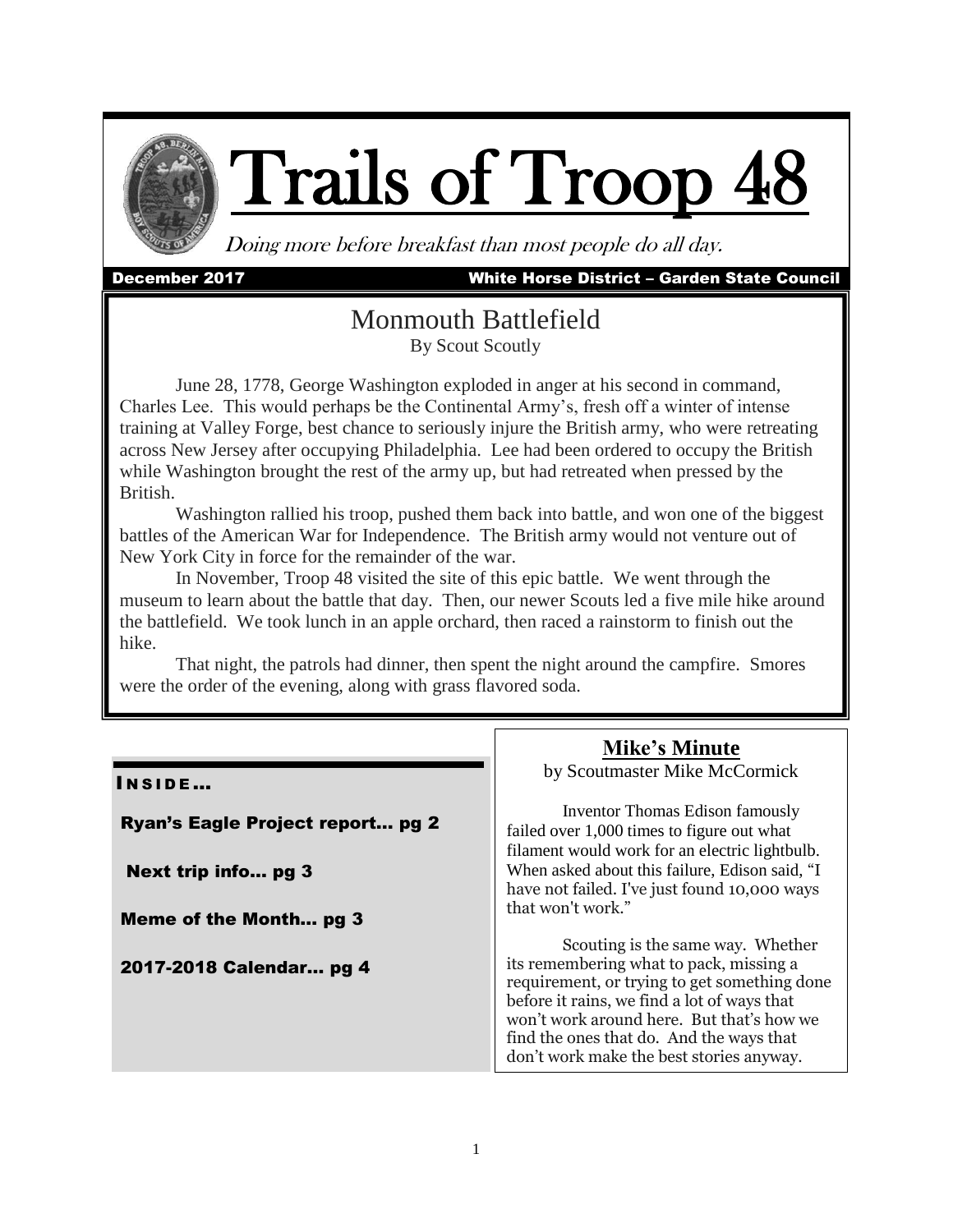# Trails of Troop 48

*Doing more before breakfast than most people do all day.*

**December 2017** **White Horse District – Garden State Council**

## Monmouth Battlefield

By Scout Scoutly

June 28, 1778, George Washington exploded in anger at his second in command, Charles Lee. This would perhaps be the Continental Army's, fresh off a winter of intense training at Valley Forge, best chance to seriously injure the British army, who were retreating across New Jersey after occupying Philadelphia. Lee had been ordered to occupy the British while Washington brought the rest of the army up, but had retreated when pressed by the British.

Washington rallied his troop, pushed them back into battle, and won one of the biggest battles of the American War for Independence. The British army would not venture out of New York City in force for the remainder of the war.

In November, Troop 48 visited the site of this epic battle. We went through the museum to learn about the battle that day. Then, our newer Scouts led a five mile hike around the battlefield. We took lunch in an apple orchard, then raced a rainstorm to finish out the hike.

That night, the patrols had dinner, then spent the night around the campfire. Smores were the order of the evening, along with grass flavored soda.

### INSIDE…

Ryan's Eagle Project report… pg 2

Next trip info… pg 3

Meme of the Month… pg 3

2017-2018 Calendar… pg 4

## Mike's Minute

by Scoutmaster Mike McCormick

Inventor Thomas Edison famously failed over 1,000 times to figure out what filament would work for an electric lightbulb. When asked about this failure, Edison said, "I have not failed. I've just found 10,000 ways that won't work."

Scouting is the same way. Whether its remembering what to pack, missing a requirement, or trying to get something done before it rains, we find a lot of ways that won't work around here. But that's how we find the ones that do. And the ways that don't work make the best stories anyway.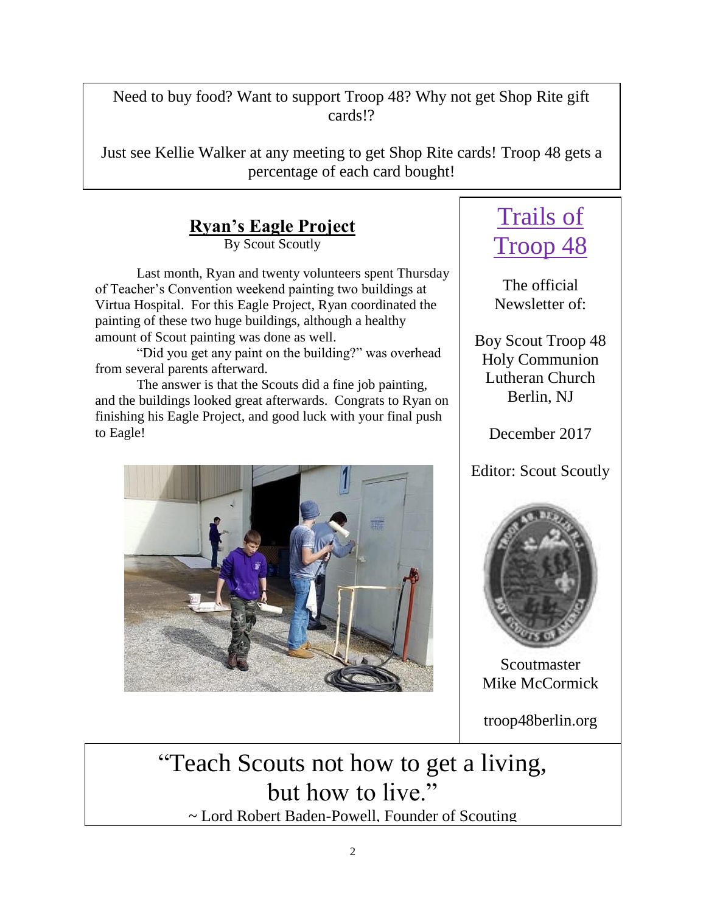Need to buy food? Want to support Troop 48? Why not get Shop Rite gift cards!?

Just see Kellie Walker at any meeting to get Shop Rite cards! Troop 48 gets a percentage of each card bought!

## Ryan's Eagle Project

By Scout Scoutly

Last month, Ryan and twenty volunteers spent Thursday of Teacher's Convention weekend painting two buildings at Virtua Hospital. For this Eagle Project, Ryan coordinated the painting of these two huge buildings, although a healthy amount of Scout painting was done as well.

"Did you get any paint on the building?" was overhead from several parents afterward.

The answer is that the Scouts did a fine job painting, and the buildings looked great afterwards. Congrats to Ryan on finishing his Eagle Project, and good luck with your final push to Eagle!

# Trails of Troop 48

The official Newsletter of:

Boy Scout Troop 48
Holy Communion Lutheran Church
Berlin, NJ

December 2017

Editor: Scout Scoutly

Scoutmaster
Mike McCormick

troop48berlin.org

"Teach Scouts not how to get a living, but how to live."

~ Lord Robert Baden-Powell, Founder of Scouting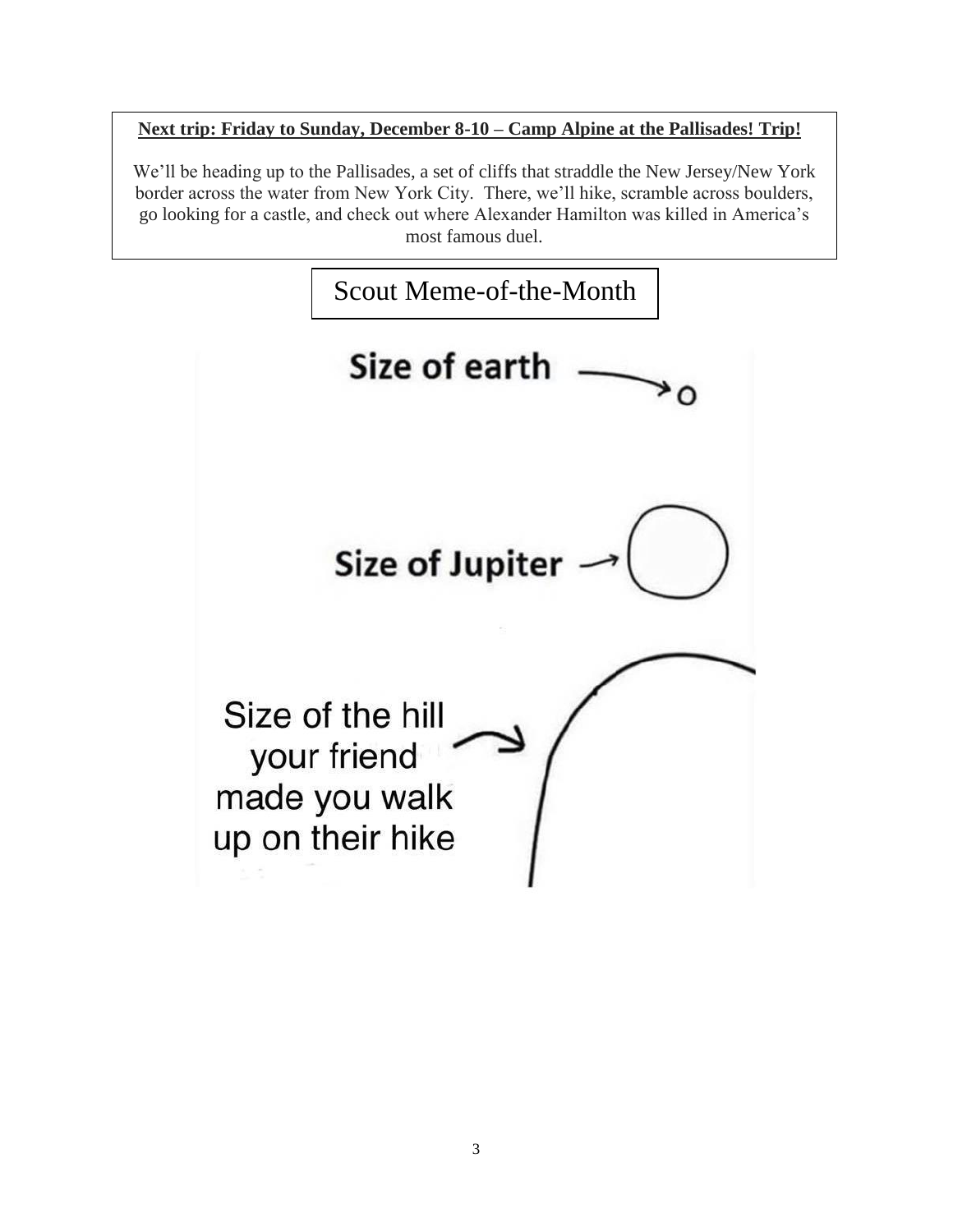**Next trip: Friday to Sunday, December 8-10 – Camp Alpine at the Pallisades! Trip!**

We'll be heading up to the Pallisades, a set of cliffs that straddle the New Jersey/New York border across the water from New York City. There, we'll hike, scramble across boulders, go looking for a castle, and check out where Alexander Hamilton was killed in America's most famous duel.

## Scout Meme-of-the-Month

Size of earth

Size of Jupiter

Size of the hill your friend made you walk up on their hike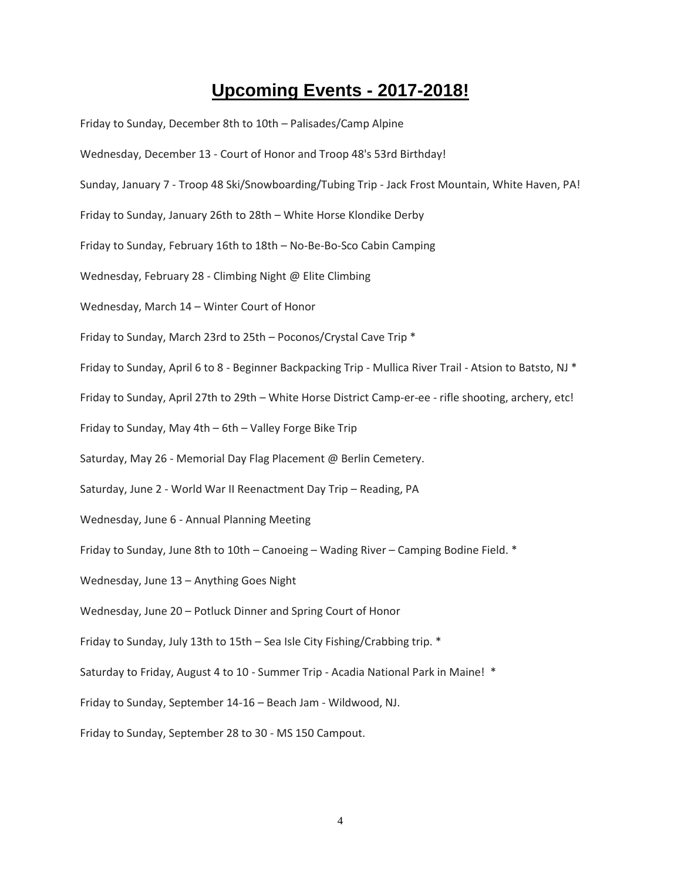# **Upcoming Events - 2017-2018!**

Friday to Sunday, December 8th to 10th – Palisades/Camp Alpine

Wednesday, December 13 - Court of Honor and Troop 48's 53rd Birthday!

Sunday, January 7 - Troop 48 Ski/Snowboarding/Tubing Trip - Jack Frost Mountain, White Haven, PA!

Friday to Sunday, January 26th to 28th – White Horse Klondike Derby

Friday to Sunday, February 16th to 18th – No-Be-Bo-Sco Cabin Camping

Wednesday, February 28 - Climbing Night @ Elite Climbing

Wednesday, March 14 – Winter Court of Honor

Friday to Sunday, March 23rd to 25th – Poconos/Crystal Cave Trip *

Friday to Sunday, April 6 to 8 - Beginner Backpacking Trip - Mullica River Trail - Atsion to Batsto, NJ *

Friday to Sunday, April 27th to 29th – White Horse District Camp-er-ee - rifle shooting, archery, etc!

Friday to Sunday, May 4th – 6th – Valley Forge Bike Trip

Saturday, May 26 - Memorial Day Flag Placement @ Berlin Cemetery.

Saturday, June 2 - World War II Reenactment Day Trip – Reading, PA

Wednesday, June 6 - Annual Planning Meeting

Friday to Sunday, June 8th to 10th – Canoeing – Wading River – Camping Bodine Field. *

Wednesday, June 13 – Anything Goes Night

Wednesday, June 20 – Potluck Dinner and Spring Court of Honor

Friday to Sunday, July 13th to 15th – Sea Isle City Fishing/Crabbing trip. *

Saturday to Friday, August 4 to 10 - Summer Trip - Acadia National Park in Maine! *

Friday to Sunday, September 14-16 – Beach Jam - Wildwood, NJ.

Friday to Sunday, September 28 to 30 - MS 150 Campout.